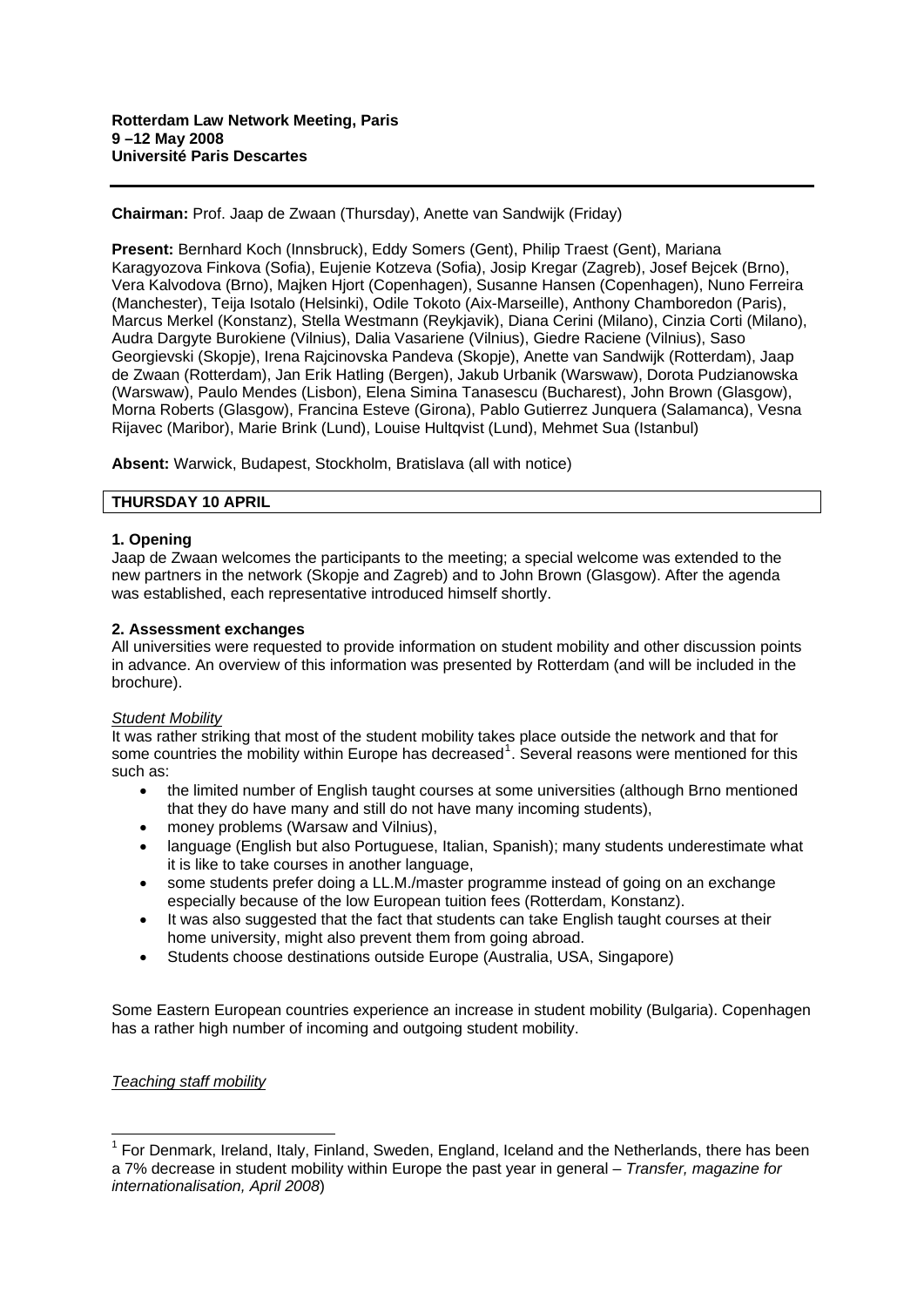**Rotterdam Law Network Meeting, Paris**
**9 –12 May 2008**
**Université Paris Descartes**

---

**Chairman:** Prof. Jaap de Zwaan (Thursday), Anette van Sandwijk (Friday)

**Present:** Bernhard Koch (Innsbruck), Eddy Somers (Gent), Philip Traest (Gent), Mariana Karagyozova Finkova (Sofia), Eujenie Kotzeva (Sofia), Josip Kregar (Zagreb), Josef Bejcek (Brno), Vera Kalvodova (Brno), Majken Hjort (Copenhagen), Susanne Hansen (Copenhagen), Nuno Ferreira (Manchester), Teija Isotalo (Helsinki), Odile Tokoto (Aix-Marseille), Anthony Chamboredon (Paris), Marcus Merkel (Konstanz), Stella Westmann (Reykjavik), Diana Cerini (Milano), Cinzia Corti (Milano), Audra Dargyte Burokiene (Vilnius), Dalia Vasariene (Vilnius), Giedre Raciene (Vilnius), Saso Georgievski (Skopje), Irena Rajcinovska Pandeva (Skopje), Anette van Sandwijk (Rotterdam), Jaap de Zwaan (Rotterdam), Jan Erik Hatling (Bergen), Jakub Urbanik (Warswaw), Dorota Pudzianowska (Warswaw), Paulo Mendes (Lisbon), Elena Simina Tanasescu (Bucharest), John Brown (Glasgow), Morna Roberts (Glasgow), Francina Esteve (Girona), Pablo Gutierrez Junquera (Salamanca), Vesna Rijavec (Maribor), Marie Brink (Lund), Louise Hultqvist (Lund), Mehmet Sua (Istanbul)

**Absent:** Warwick, Budapest, Stockholm, Bratislava (all with notice)

## THURSDAY 10 APRIL

### 1. Opening

Jaap de Zwaan welcomes the participants to the meeting; a special welcome was extended to the new partners in the network (Skopje and Zagreb) and to John Brown (Glasgow). After the agenda was established, each representative introduced himself shortly.

### 2. Assessment exchanges

All universities were requested to provide information on student mobility and other discussion points in advance. An overview of this information was presented by Rotterdam (and will be included in the brochure).

*Student Mobility*

It was rather striking that most of the student mobility takes place outside the network and that for some countries the mobility within Europe has decreased[1]. Several reasons were mentioned for this such as:

- the limited number of English taught courses at some universities (although Brno mentioned that they do have many and still do not have many incoming students),
- money problems (Warsaw and Vilnius),
- language (English but also Portuguese, Italian, Spanish); many students underestimate what it is like to take courses in another language,
- some students prefer doing a LL.M./master programme instead of going on an exchange especially because of the low European tuition fees (Rotterdam, Konstanz).
- It was also suggested that the fact that students can take English taught courses at their home university, might also prevent them from going abroad.
- Students choose destinations outside Europe (Australia, USA, Singapore)

Some Eastern European countries experience an increase in student mobility (Bulgaria). Copenhagen has a rather high number of incoming and outgoing student mobility.

*Teaching staff mobility*

---

[1] For Denmark, Ireland, Italy, Finland, Sweden, England, Iceland and the Netherlands, there has been a 7% decrease in student mobility within Europe the past year in general – *Transfer, magazine for internationalisation, April 2008*)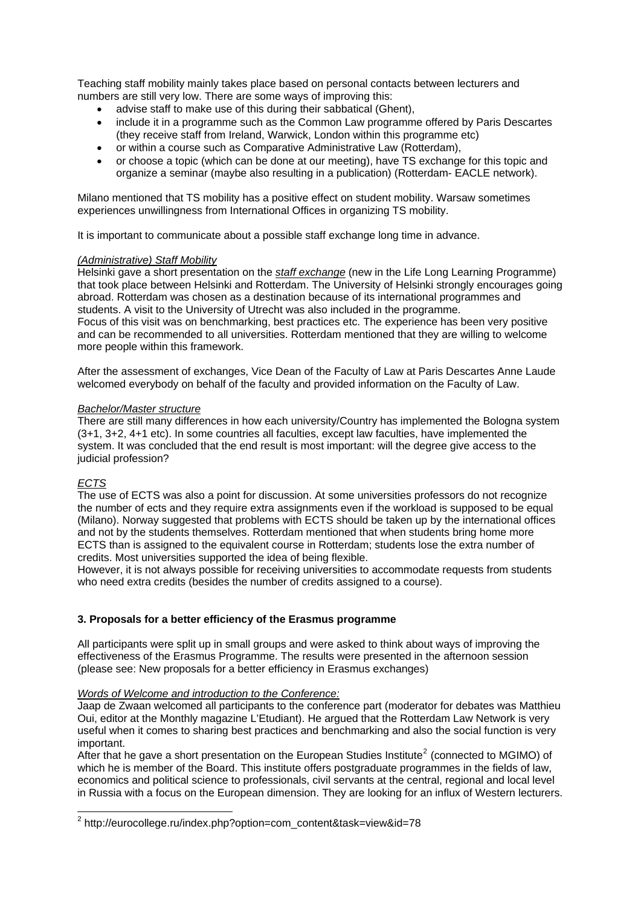Teaching staff mobility mainly takes place based on personal contacts between lecturers and numbers are still very low. There are some ways of improving this:

- advise staff to make use of this during their sabbatical (Ghent),
- include it in a programme such as the Common Law programme offered by Paris Descartes (they receive staff from Ireland, Warwick, London within this programme etc)
- or within a course such as Comparative Administrative Law (Rotterdam),
- or choose a topic (which can be done at our meeting), have TS exchange for this topic and organize a seminar (maybe also resulting in a publication) (Rotterdam- EACLE network).

Milano mentioned that TS mobility has a positive effect on student mobility. Warsaw sometimes experiences unwillingness from International Offices in organizing TS mobility.

It is important to communicate about a possible staff exchange long time in advance.

*(Administrative) Staff Mobility*

Helsinki gave a short presentation on the *staff exchange* (new in the Life Long Learning Programme) that took place between Helsinki and Rotterdam. The University of Helsinki strongly encourages going abroad. Rotterdam was chosen as a destination because of its international programmes and students. A visit to the University of Utrecht was also included in the programme.
Focus of this visit was on benchmarking, best practices etc. The experience has been very positive and can be recommended to all universities. Rotterdam mentioned that they are willing to welcome more people within this framework.

After the assessment of exchanges, Vice Dean of the Faculty of Law at Paris Descartes Anne Laude welcomed everybody on behalf of the faculty and provided information on the Faculty of Law.

*Bachelor/Master structure*

There are still many differences in how each university/Country has implemented the Bologna system (3+1, 3+2, 4+1 etc). In some countries all faculties, except law faculties, have implemented the system. It was concluded that the end result is most important: will the degree give access to the judicial profession?

*ECTS*

The use of ECTS was also a point for discussion. At some universities professors do not recognize the number of ects and they require extra assignments even if the workload is supposed to be equal (Milano). Norway suggested that problems with ECTS should be taken up by the international offices and not by the students themselves. Rotterdam mentioned that when students bring home more ECTS than is assigned to the equivalent course in Rotterdam; students lose the extra number of credits. Most universities supported the idea of being flexible.
However, it is not always possible for receiving universities to accommodate requests from students who need extra credits (besides the number of credits assigned to a course).

**3. Proposals for a better efficiency of the Erasmus programme**

All participants were split up in small groups and were asked to think about ways of improving the effectiveness of the Erasmus Programme. The results were presented in the afternoon session (please see: New proposals for a better efficiency in Erasmus exchanges)

*Words of Welcome and introduction to the Conference:*

Jaap de Zwaan welcomed all participants to the conference part (moderator for debates was Matthieu Oui, editor at the Monthly magazine L'Etudiant). He argued that the Rotterdam Law Network is very useful when it comes to sharing best practices and benchmarking and also the social function is very important.
After that he gave a short presentation on the European Studies Institute[2] (connected to MGIMO) of which he is member of the Board. This institute offers postgraduate programmes in the fields of law, economics and political science to professionals, civil servants at the central, regional and local level in Russia with a focus on the European dimension. They are looking for an influx of Western lecturers.

[2] http://eurocollege.ru/index.php?option=com_content&task=view&id=78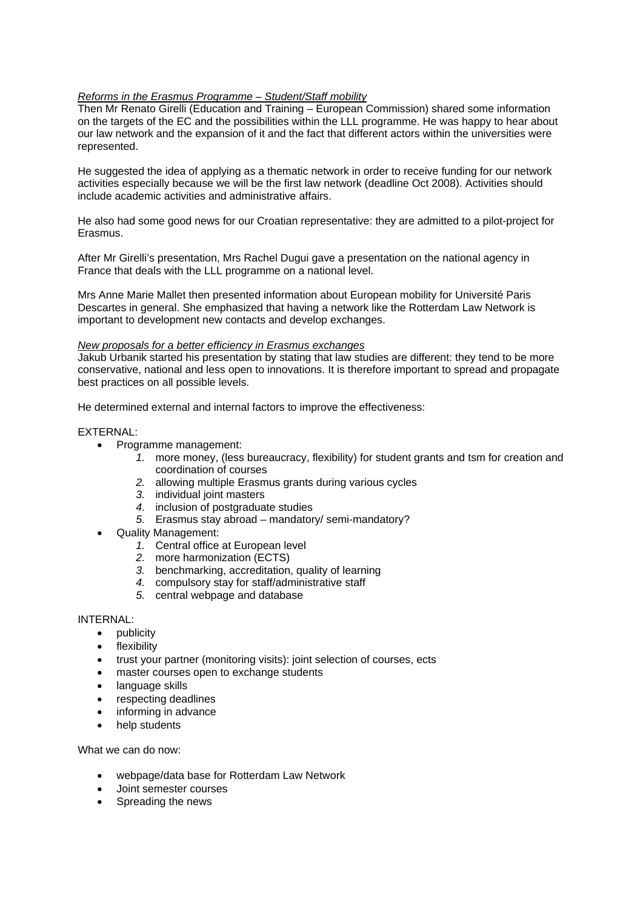*Reforms in the Erasmus Programme – Student/Staff mobility*

Then Mr Renato Girelli (Education and Training – European Commission) shared some information on the targets of the EC and the possibilities within the LLL programme. He was happy to hear about our law network and the expansion of it and the fact that different actors within the universities were represented.

He suggested the idea of applying as a thematic network in order to receive funding for our network activities especially because we will be the first law network (deadline Oct 2008). Activities should include academic activities and administrative affairs.

He also had some good news for our Croatian representative: they are admitted to a pilot-project for Erasmus.

After Mr Girelli's presentation, Mrs Rachel Dugui gave a presentation on the national agency in France that deals with the LLL programme on a national level.

Mrs Anne Marie Mallet then presented information about European mobility for Université Paris Descartes in general. She emphasized that having a network like the Rotterdam Law Network is important to development new contacts and develop exchanges.

*New proposals for a better efficiency in Erasmus exchanges*

Jakub Urbanik started his presentation by stating that law studies are different: they tend to be more conservative, national and less open to innovations. It is therefore important to spread and propagate best practices on all possible levels.

He determined external and internal factors to improve the effectiveness:

EXTERNAL:

- Programme management:
  1. more money, (less bureaucracy, flexibility) for student grants and tsm for creation and coordination of courses
  2. allowing multiple Erasmus grants during various cycles
  3. individual joint masters
  4. inclusion of postgraduate studies
  5. Erasmus stay abroad – mandatory/ semi-mandatory?
- Quality Management:
  1. Central office at European level
  2. more harmonization (ECTS)
  3. benchmarking, accreditation, quality of learning
  4. compulsory stay for staff/administrative staff
  5. central webpage and database

INTERNAL:

- publicity
- flexibility
- trust your partner (monitoring visits): joint selection of courses, ects
- master courses open to exchange students
- language skills
- respecting deadlines
- informing in advance
- help students

What we can do now:

- webpage/data base for Rotterdam Law Network
- Joint semester courses
- Spreading the news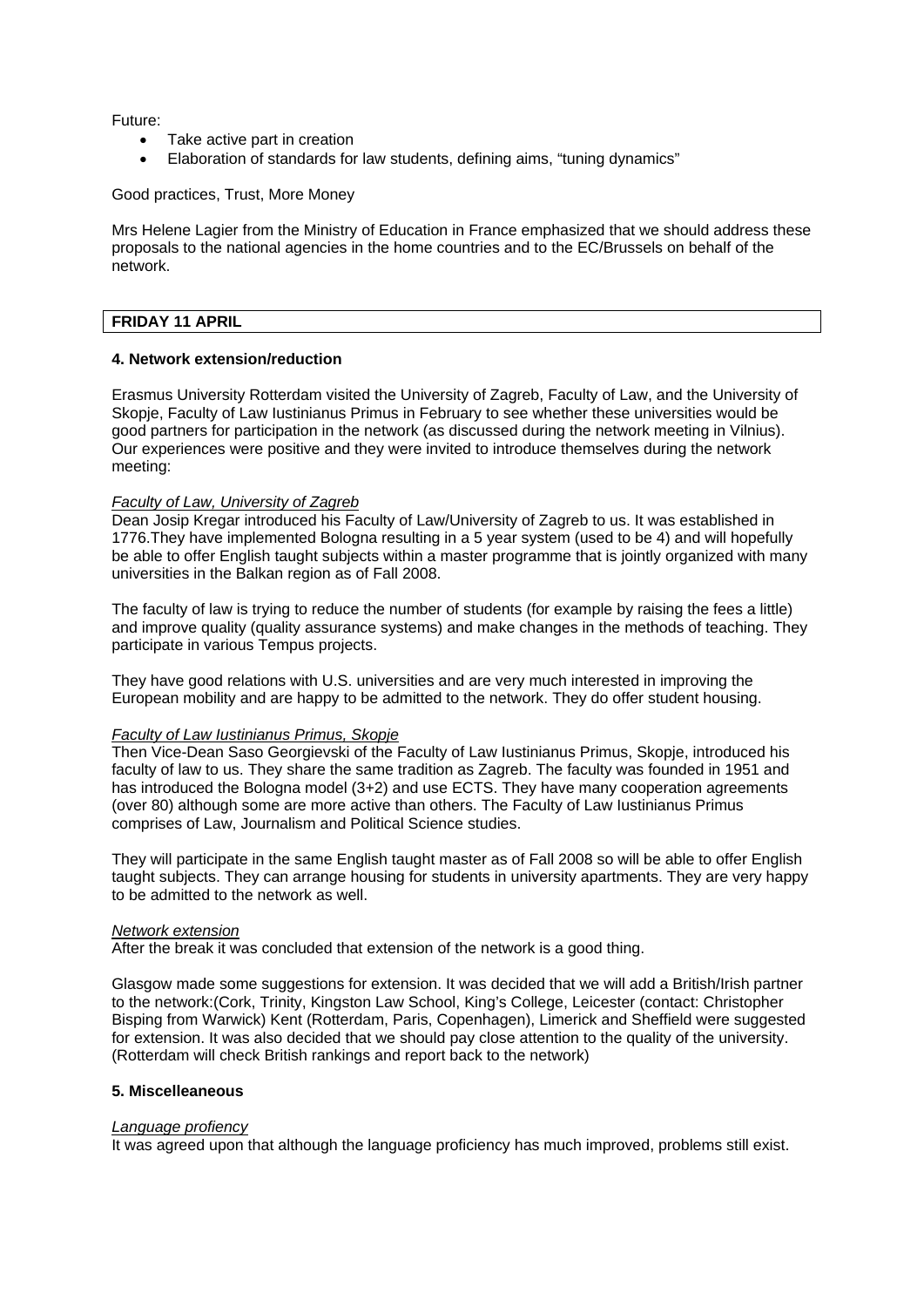Future:

- Take active part in creation
- Elaboration of standards for law students, defining aims, "tuning dynamics"

Good practices, Trust, More Money

Mrs Helene Lagier from the Ministry of Education in France emphasized that we should address these proposals to the national agencies in the home countries and to the EC/Brussels on behalf of the network.

**FRIDAY 11 APRIL**

**4. Network extension/reduction**

Erasmus University Rotterdam visited the University of Zagreb, Faculty of Law, and the University of Skopje, Faculty of Law Iustinianus Primus in February to see whether these universities would be good partners for participation in the network (as discussed during the network meeting in Vilnius). Our experiences were positive and they were invited to introduce themselves during the network meeting:

*Faculty of Law, University of Zagreb*

Dean Josip Kregar introduced his Faculty of Law/University of Zagreb to us. It was established in 1776.They have implemented Bologna resulting in a 5 year system (used to be 4) and will hopefully be able to offer English taught subjects within a master programme that is jointly organized with many universities in the Balkan region as of Fall 2008.

The faculty of law is trying to reduce the number of students (for example by raising the fees a little) and improve quality (quality assurance systems) and make changes in the methods of teaching. They participate in various Tempus projects.

They have good relations with U.S. universities and are very much interested in improving the European mobility and are happy to be admitted to the network. They do offer student housing.

*Faculty of Law Iustinianus Primus, Skopje*

Then Vice-Dean Saso Georgievski of the Faculty of Law Iustinianus Primus, Skopje, introduced his faculty of law to us. They share the same tradition as Zagreb. The faculty was founded in 1951 and has introduced the Bologna model (3+2) and use ECTS. They have many cooperation agreements (over 80) although some are more active than others. The Faculty of Law Iustinianus Primus comprises of Law, Journalism and Political Science studies.

They will participate in the same English taught master as of Fall 2008 so will be able to offer English taught subjects. They can arrange housing for students in university apartments. They are very happy to be admitted to the network as well.

*Network extension*

After the break it was concluded that extension of the network is a good thing.

Glasgow made some suggestions for extension. It was decided that we will add a British/Irish partner to the network:(Cork, Trinity, Kingston Law School, King's College, Leicester (contact: Christopher Bisping from Warwick) Kent (Rotterdam, Paris, Copenhagen), Limerick and Sheffield were suggested for extension. It was also decided that we should pay close attention to the quality of the university. (Rotterdam will check British rankings and report back to the network)

**5. Miscelleaneous**

*Language profiency*

It was agreed upon that although the language proficiency has much improved, problems still exist.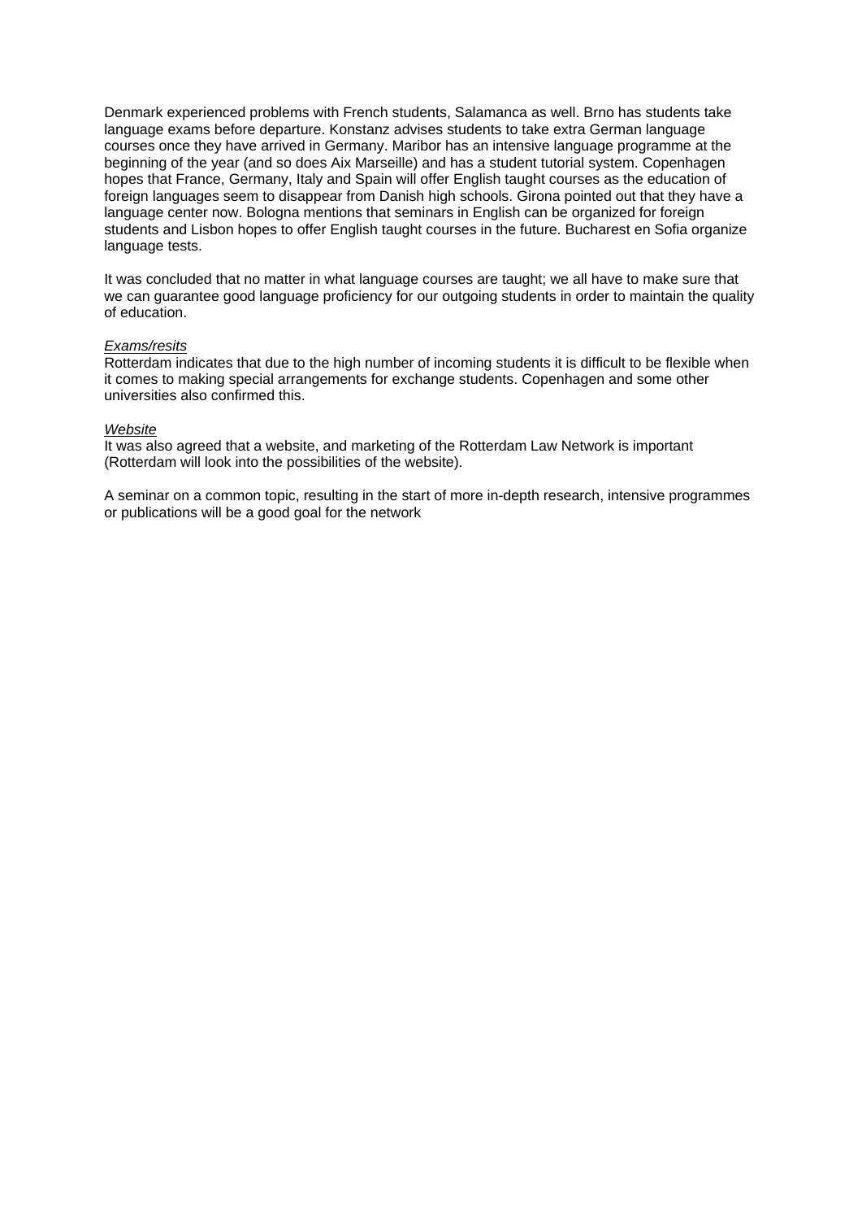Denmark experienced problems with French students, Salamanca as well. Brno has students take language exams before departure. Konstanz advises students to take extra German language courses once they have arrived in Germany. Maribor has an intensive language programme at the beginning of the year (and so does Aix Marseille) and has a student tutorial system. Copenhagen hopes that France, Germany, Italy and Spain will offer English taught courses as the education of foreign languages seem to disappear from Danish high schools. Girona pointed out that they have a language center now. Bologna mentions that seminars in English can be organized for foreign students and Lisbon hopes to offer English taught courses in the future. Bucharest en Sofia organize language tests.

It was concluded that no matter in what language courses are taught; we all have to make sure that we can guarantee good language proficiency for our outgoing students in order to maintain the quality of education.

*Exams/resits*

Rotterdam indicates that due to the high number of incoming students it is difficult to be flexible when it comes to making special arrangements for exchange students. Copenhagen and some other universities also confirmed this.

*Website*

It was also agreed that a website, and marketing of the Rotterdam Law Network is important (Rotterdam will look into the possibilities of the website).

A seminar on a common topic, resulting in the start of more in-depth research, intensive programmes or publications will be a good goal for the network